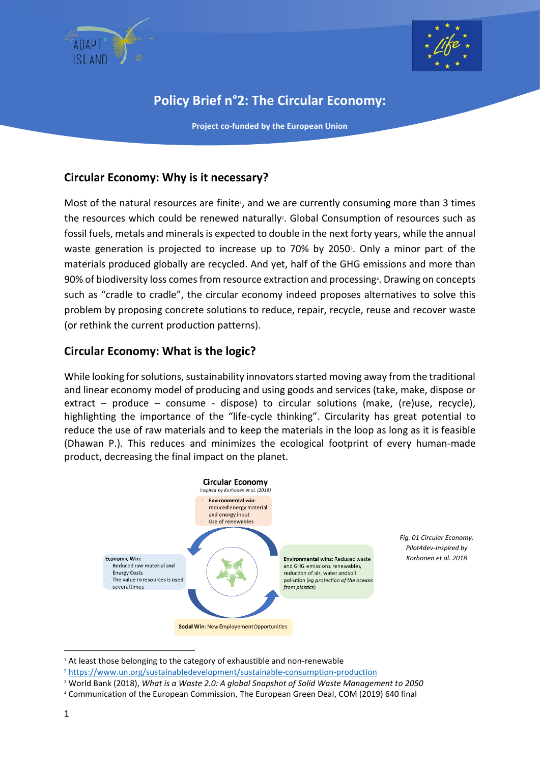# Policy Brief n°2: The Circular Economy:

**Project co-funded by the European Union**

## Circular Economy: Why is it necessary?

Most of the natural resources are finite[1], and we are currently consuming more than 3 times the resources which could be renewed naturally[2]. Global Consumption of resources such as fossil fuels, metals and minerals is expected to double in the next forty years, while the annual waste generation is projected to increase up to 70% by 2050[3]. Only a minor part of the materials produced globally are recycled. And yet, half of the GHG emissions and more than 90% of biodiversity loss comes from resource extraction and processing[4]. Drawing on concepts such as "cradle to cradle", the circular economy indeed proposes alternatives to solve this problem by proposing concrete solutions to reduce, repair, recycle, reuse and recover waste (or rethink the current production patterns).

## Circular Economy: What is the logic?

While looking for solutions, sustainability innovators started moving away from the traditional and linear economy model of producing and using goods and services (take, make, dispose or extract – produce – consume - dispose) to circular solutions (make, (re)use, recycle), highlighting the importance of the "life-cycle thinking". Circularity has great potential to reduce the use of raw materials and to keep the materials in the loop as long as it is feasible (Dhawan P.). This reduces and minimizes the ecological footprint of every human-made product, decreasing the final impact on the planet.

**Circular Economy**

*Inspired by Korhonen et al. (2018)*

- **Environmental win**: reduced energy material and energy input
- Use of renewables

**Economic Win:**
- Reduced raw material and Energy Costs
- The value in resources is used several times

**Environmental wins:** Reduced waste and GHG emissions, renewables, reduction of air, water and soil pollution (*eg protection of the oceans from plastics*)

**Social Win:** New Employement Opportunities

*Fig. 01 Circular Economy. Pilot4dev-Inspired by Korhonen et al. 2018*

---

[1] At least those belonging to the category of exhaustible and non-renewable

[2] https://www.un.org/sustainabledevelopment/sustainable-consumption-production

[3] World Bank (2018), *What is a Waste 2.0: A global Snapshot of Solid Waste Management to 2050*

[4] Communication of the European Commission, The European Green Deal, COM (2019) 640 final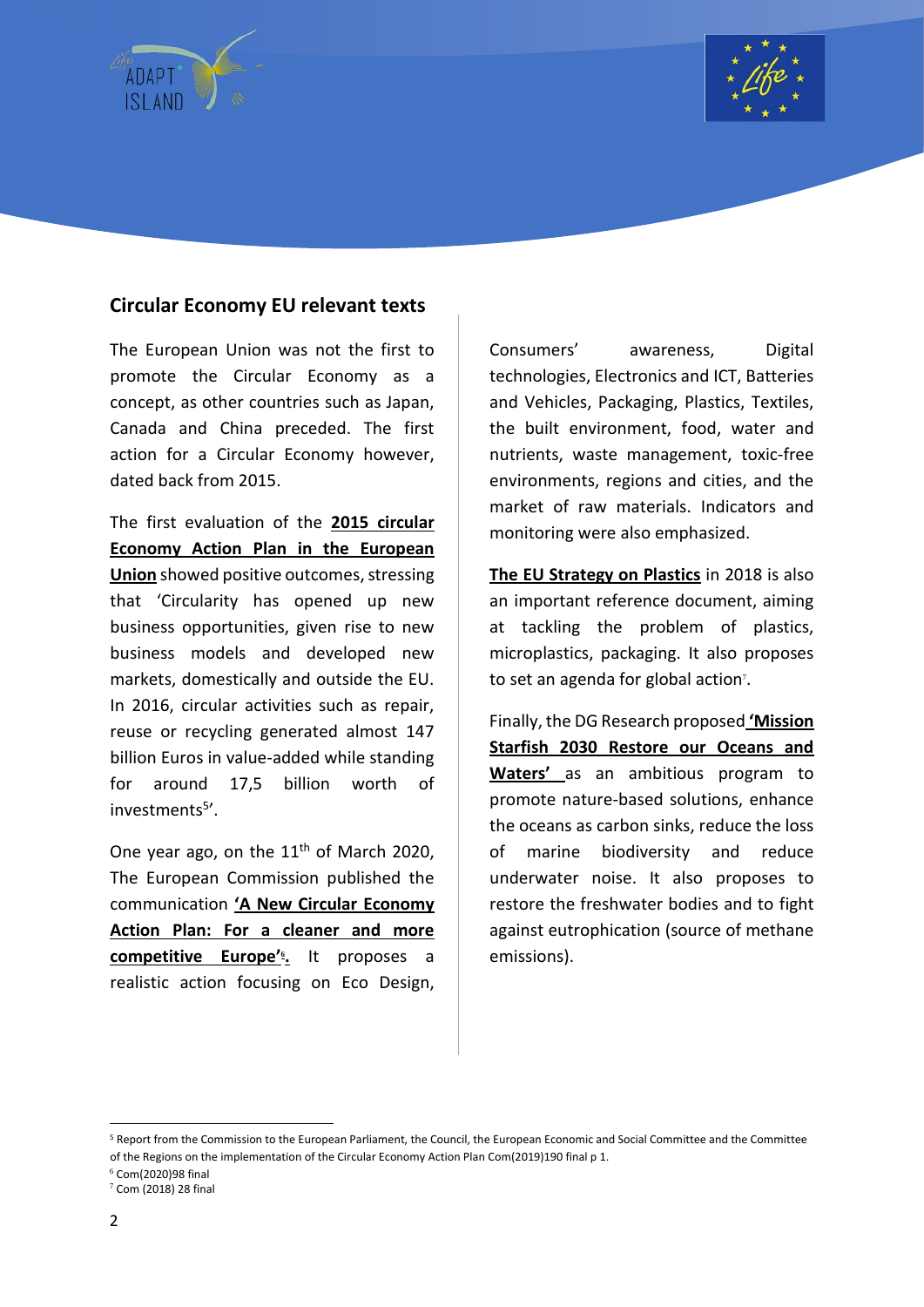## Circular Economy EU relevant texts

The European Union was not the first to promote the Circular Economy as a concept, as other countries such as Japan, Canada and China preceded. The first action for a Circular Economy however, dated back from 2015.

The first evaluation of the **2015 circular Economy Action Plan in the European Union** showed positive outcomes, stressing that 'Circularity has opened up new business opportunities, given rise to new business models and developed new markets, domestically and outside the EU. In 2016, circular activities such as repair, reuse or recycling generated almost 147 billion Euros in value-added while standing for around 17,5 billion worth of investments[5]'.

One year ago, on the 11th of March 2020, The European Commission published the communication **'A New Circular Economy Action Plan: For a cleaner and more competitive Europe'[6].** It proposes a realistic action focusing on Eco Design, Consumers' awareness, Digital technologies, Electronics and ICT, Batteries and Vehicles, Packaging, Plastics, Textiles, the built environment, food, water and nutrients, waste management, toxic-free environments, regions and cities, and the market of raw materials. Indicators and monitoring were also emphasized.

**The EU Strategy on Plastics** in 2018 is also an important reference document, aiming at tackling the problem of plastics, microplastics, packaging. It also proposes to set an agenda for global action[7].

Finally, the DG Research proposed **'Mission Starfish 2030 Restore our Oceans and Waters'** as an ambitious program to promote nature-based solutions, enhance the oceans as carbon sinks, reduce the loss of marine biodiversity and reduce underwater noise. It also proposes to restore the freshwater bodies and to fight against eutrophication (source of methane emissions).

---

[5] Report from the Commission to the European Parliament, the Council, the European Economic and Social Committee and the Committee of the Regions on the implementation of the Circular Economy Action Plan Com(2019)190 final p 1.

[6] Com(2020)98 final

[7] Com (2018) 28 final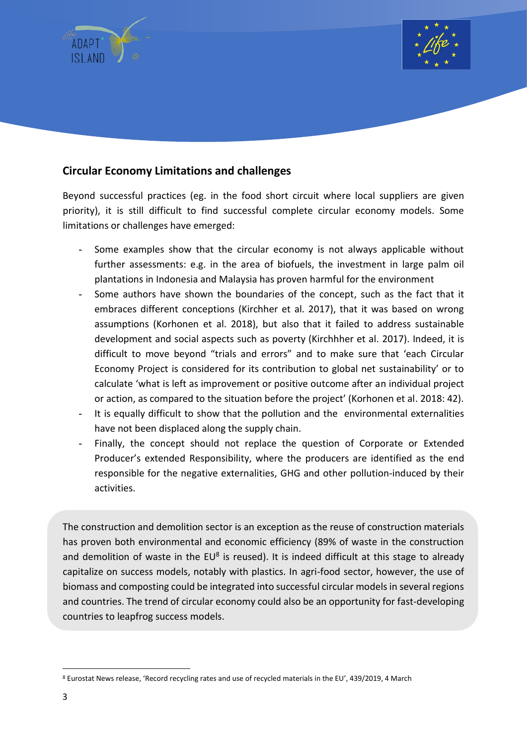## Circular Economy Limitations and challenges

Beyond successful practices (eg. in the food short circuit where local suppliers are given priority), it is still difficult to find successful complete circular economy models. Some limitations or challenges have emerged:

- Some examples show that the circular economy is not always applicable without further assessments: e.g. in the area of biofuels, the investment in large palm oil plantations in Indonesia and Malaysia has proven harmful for the environment
- Some authors have shown the boundaries of the concept, such as the fact that it embraces different conceptions (Kirchher et al. 2017), that it was based on wrong assumptions (Korhonen et al. 2018), but also that it failed to address sustainable development and social aspects such as poverty (Kirchhher et al. 2017). Indeed, it is difficult to move beyond "trials and errors" and to make sure that 'each Circular Economy Project is considered for its contribution to global net sustainability' or to calculate 'what is left as improvement or positive outcome after an individual project or action, as compared to the situation before the project' (Korhonen et al. 2018: 42).
- It is equally difficult to show that the pollution and the environmental externalities have not been displaced along the supply chain.
- Finally, the concept should not replace the question of Corporate or Extended Producer's extended Responsibility, where the producers are identified as the end responsible for the negative externalities, GHG and other pollution-induced by their activities.

The construction and demolition sector is an exception as the reuse of construction materials has proven both environmental and economic efficiency (89% of waste in the construction and demolition of waste in the EU[8] is reused). It is indeed difficult at this stage to already capitalize on success models, notably with plastics. In agri-food sector, however, the use of biomass and composting could be integrated into successful circular models in several regions and countries. The trend of circular economy could also be an opportunity for fast-developing countries to leapfrog success models.

[8] Eurostat News release, 'Record recycling rates and use of recycled materials in the EU', 439/2019, 4 March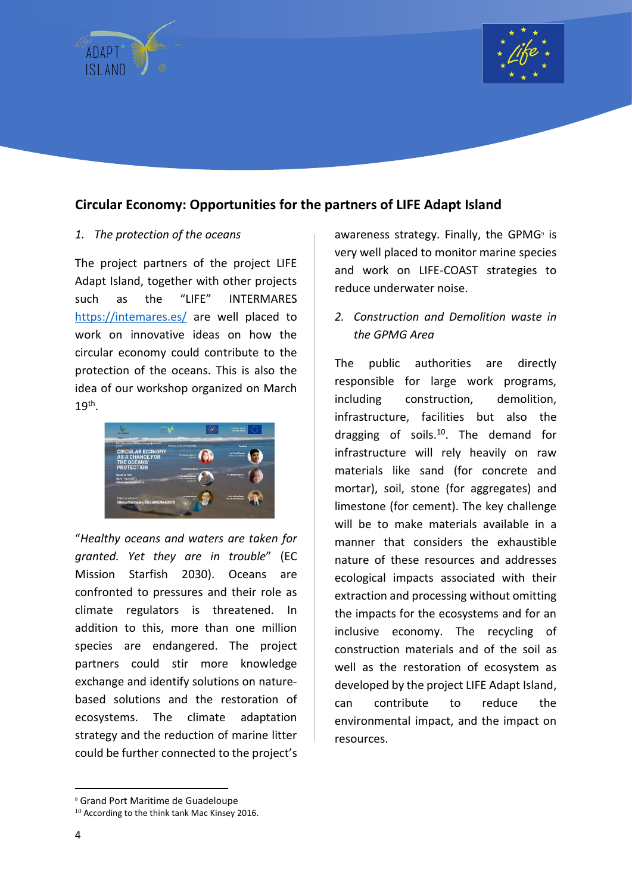## Circular Economy: Opportunities for the partners of LIFE Adapt Island

1. *The protection of the oceans*

The project partners of the project LIFE Adapt Island, together with other projects such as the "LIFE" INTERMARES https://intemares.es/ are well placed to work on innovative ideas on how the circular economy could contribute to the protection of the oceans. This is also the idea of our workshop organized on March 19th.

"*Healthy oceans and waters are taken for granted. Yet they are in trouble*" (EC Mission Starfish 2030). Oceans are confronted to pressures and their role as climate regulators is threatened. In addition to this, more than one million species are endangered. The project partners could stir more knowledge exchange and identify solutions on nature-based solutions and the restoration of ecosystems. The climate adaptation strategy and the reduction of marine litter could be further connected to the project's awareness strategy. Finally, the GPMG[9] is very well placed to monitor marine species and work on LIFE-COAST strategies to reduce underwater noise.

2. *Construction and Demolition waste in the GPMG Area*

The public authorities are directly responsible for large work programs, including construction, demolition, infrastructure, facilities but also the dragging of soils.[10]. The demand for infrastructure will rely heavily on raw materials like sand (for concrete and mortar), soil, stone (for aggregates) and limestone (for cement). The key challenge will be to make materials available in a manner that considers the exhaustible nature of these resources and addresses ecological impacts associated with their extraction and processing without omitting the impacts for the ecosystems and for an inclusive economy. The recycling of construction materials and of the soil as well as the restoration of ecosystem as developed by the project LIFE Adapt Island, can contribute to reduce the environmental impact, and the impact on resources.

---

[9] Grand Port Maritime de Guadeloupe

[10] According to the think tank Mac Kinsey 2016.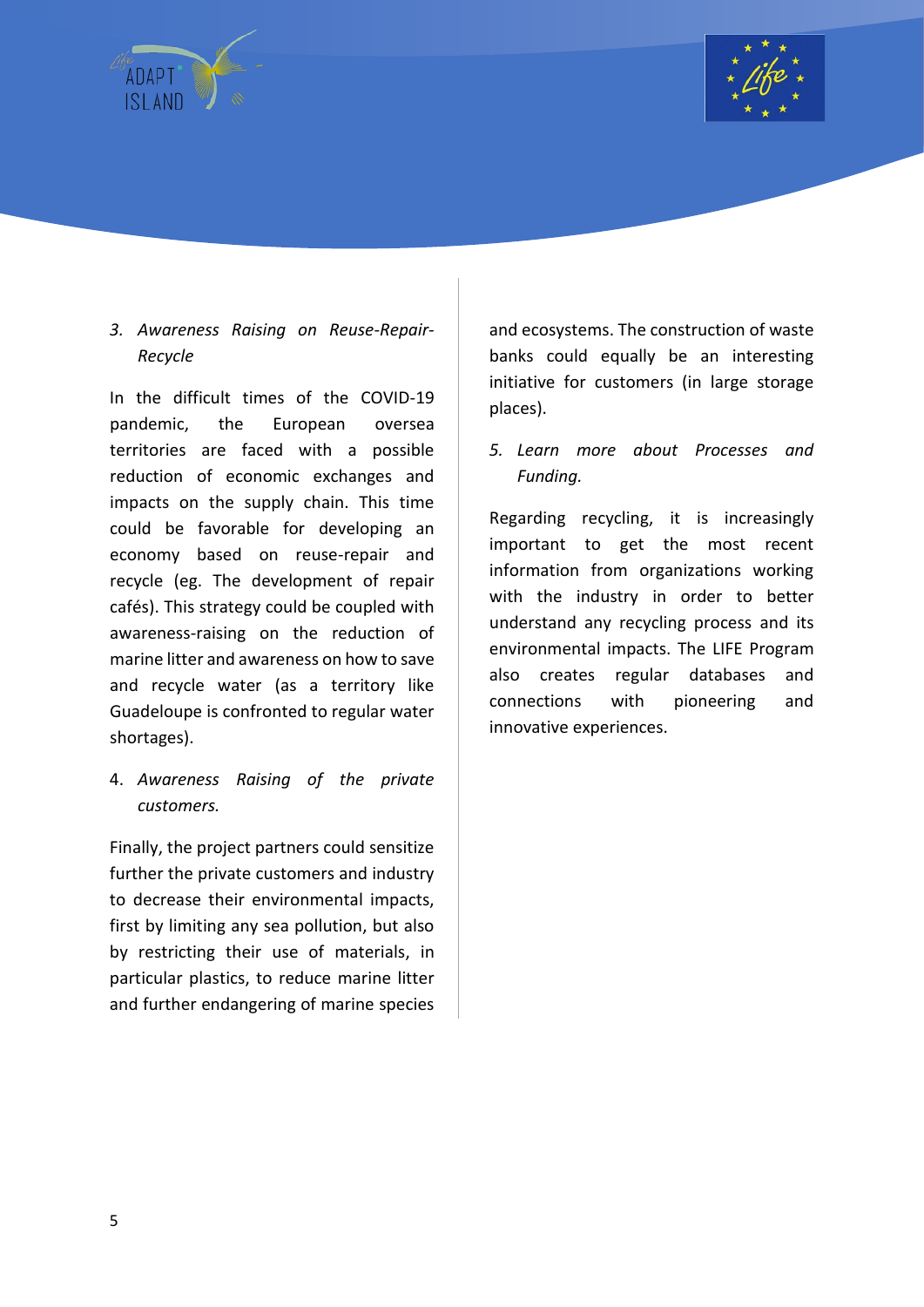3. *Awareness Raising on Reuse-Repair-Recycle*

In the difficult times of the COVID-19 pandemic, the European oversea territories are faced with a possible reduction of economic exchanges and impacts on the supply chain. This time could be favorable for developing an economy based on reuse-repair and recycle (eg. The development of repair cafés). This strategy could be coupled with awareness-raising on the reduction of marine litter and awareness on how to save and recycle water (as a territory like Guadeloupe is confronted to regular water shortages).

4. *Awareness Raising of the private customers.*

Finally, the project partners could sensitize further the private customers and industry to decrease their environmental impacts, first by limiting any sea pollution, but also by restricting their use of materials, in particular plastics, to reduce marine litter and further endangering of marine species and ecosystems. The construction of waste banks could equally be an interesting initiative for customers (in large storage places).

5. *Learn more about Processes and Funding.*

Regarding recycling, it is increasingly important to get the most recent information from organizations working with the industry in order to better understand any recycling process and its environmental impacts. The LIFE Program also creates regular databases and connections with pioneering and innovative experiences.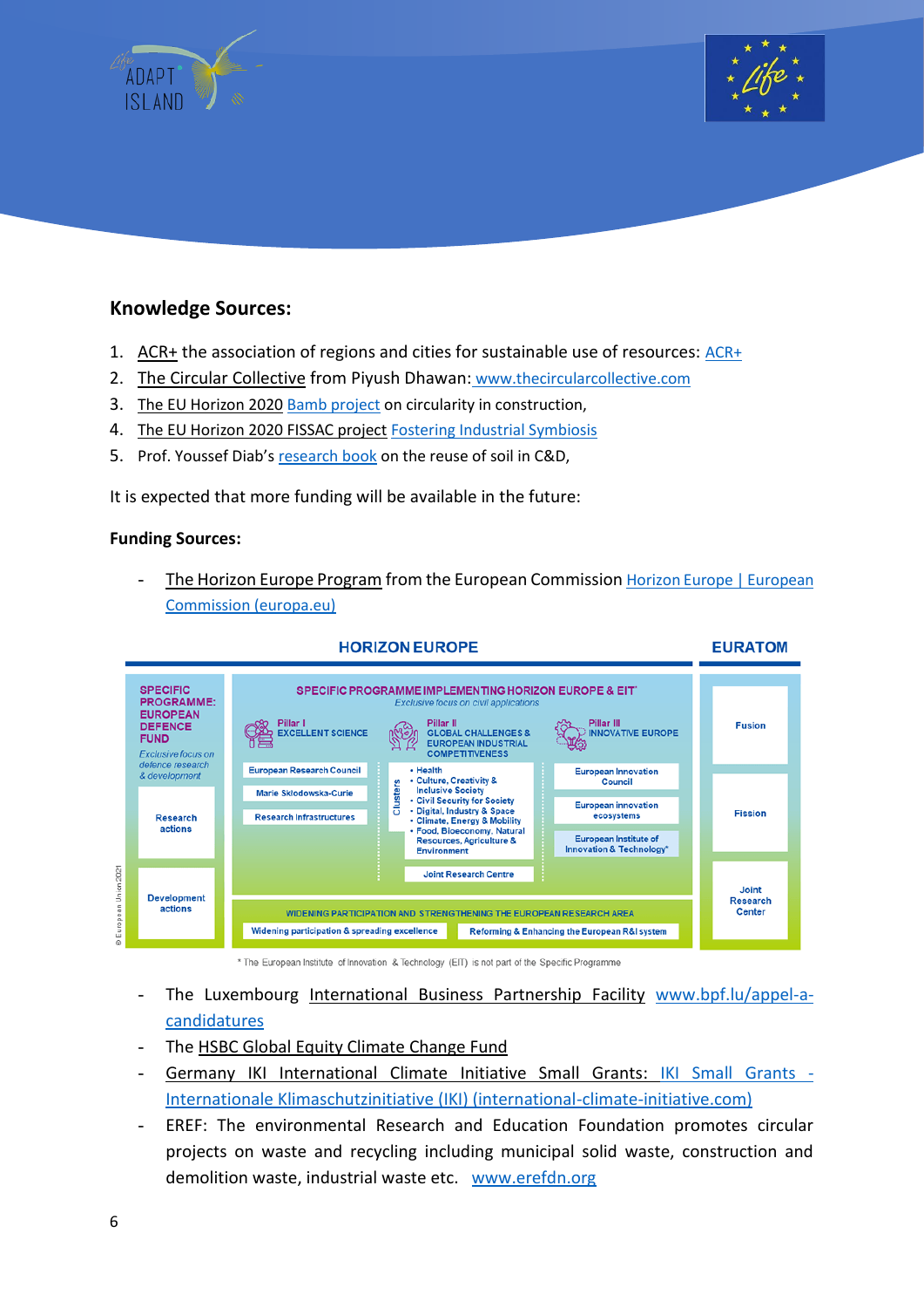## Knowledge Sources:

1. ACR+ the association of regions and cities for sustainable use of resources: ACR+
2. The Circular Collective from Piyush Dhawan: www.thecircularcollective.com
3. The EU Horizon 2020 Bamb project on circularity in construction,
4. The EU Horizon 2020 FISSAC project Fostering Industrial Symbiosis
5. Prof. Youssef Diab's research book on the reuse of soil in C&D,

It is expected that more funding will be available in the future:

**Funding Sources:**

- The Horizon Europe Program from the European Commission Horizon Europe | European Commission (europa.eu)

**HORIZON EUROPE** | **EURATOM**

**SPECIFIC PROGRAMME: EUROPEAN DEFENCE FUND**
*Exclusive focus on defence research & development*
- Research actions
- Development actions

**SPECIFIC PROGRAMME IMPLEMENTING HORIZON EUROPE & EIT***
*Exclusive focus on civil applications*

Pillar I EXCELLENT SCIENCE
- European Research Council
- Marie Skłodowska-Curie
- Research Infrastructures

Pillar II GLOBAL CHALLENGES & EUROPEAN INDUSTRIAL COMPETITIVENESS

Clusters
- Health
- Culture, Creativity & Inclusive Society
- Civil Security for Society
- Digital, Industry & Space
- Climate, Energy & Mobility
- Food, Bioeconomy, Natural Resources, Agriculture & Environment

Joint Research Centre

Pillar III INNOVATIVE EUROPE
- European Innovation Council
- European innovation ecosystems
- European Institute of Innovation & Technology*

WIDENING PARTICIPATION AND STRENGTHENING THE EUROPEAN RESEARCH AREA
- Widening participation & spreading excellence
- Reforming & Enhancing the European R&I system

**EURATOM**
- Fusion
- Fission
- Joint Research Center

© European Union 2021

\* The European Institute of Innovation & Technology (EIT) is not part of the Specific Programme

- The Luxembourg International Business Partnership Facility www.bpf.lu/appel-a-candidatures
- The HSBC Global Equity Climate Change Fund
- Germany IKI International Climate Initiative Small Grants: IKI Small Grants - Internationale Klimaschutzinitiative (IKI) (international-climate-initiative.com)
- EREF: The environmental Research and Education Foundation promotes circular projects on waste and recycling including municipal solid waste, construction and demolition waste, industrial waste etc. www.erefdn.org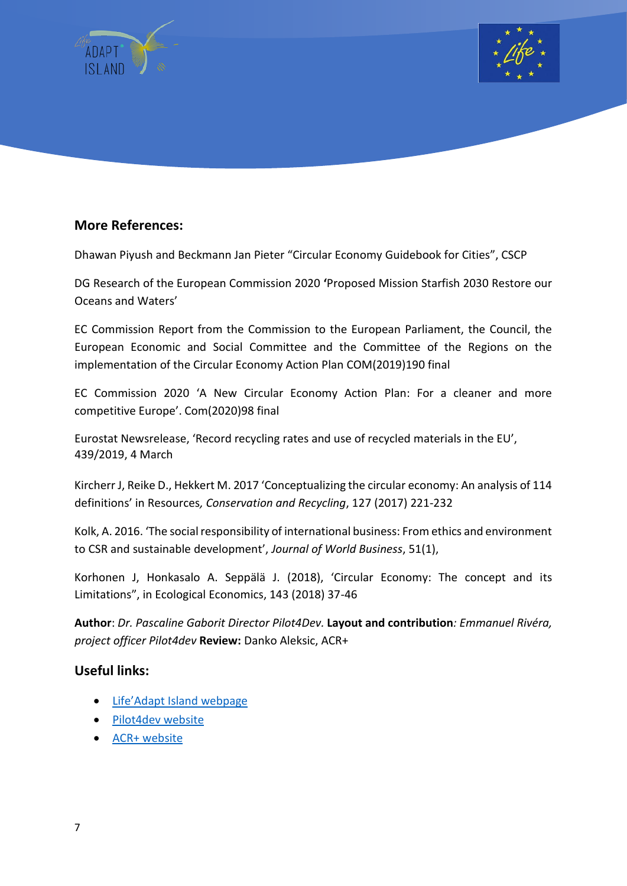## More References:

Dhawan Piyush and Beckmann Jan Pieter "Circular Economy Guidebook for Cities", CSCP

DG Research of the European Commission 2020 **'**Proposed Mission Starfish 2030 Restore our Oceans and Waters'

EC Commission Report from the Commission to the European Parliament, the Council, the European Economic and Social Committee and the Committee of the Regions on the implementation of the Circular Economy Action Plan COM(2019)190 final

EC Commission 2020 'A New Circular Economy Action Plan: For a cleaner and more competitive Europe'. Com(2020)98 final

Eurostat Newsrelease, 'Record recycling rates and use of recycled materials in the EU', 439/2019, 4 March

Kircherr J, Reike D., Hekkert M. 2017 'Conceptualizing the circular economy: An analysis of 114 definitions' in Resources*, Conservation and Recycling*, 127 (2017) 221-232

Kolk, A. 2016. 'The social responsibility of international business: From ethics and environment to CSR and sustainable development', *Journal of World Business*, 51(1),

Korhonen J, Honkasalo A. Seppälä J. (2018), 'Circular Economy: The concept and its Limitations", in Ecological Economics, 143 (2018) 37-46

**Author**: *Dr. Pascaline Gaborit Director Pilot4Dev.* **Layout and contribution***: Emmanuel Rivéra, project officer Pilot4dev* **Review:** Danko Aleksic, ACR+

## Useful links:

- Life'Adapt Island webpage
- Pilot4dev website
- ACR+ website